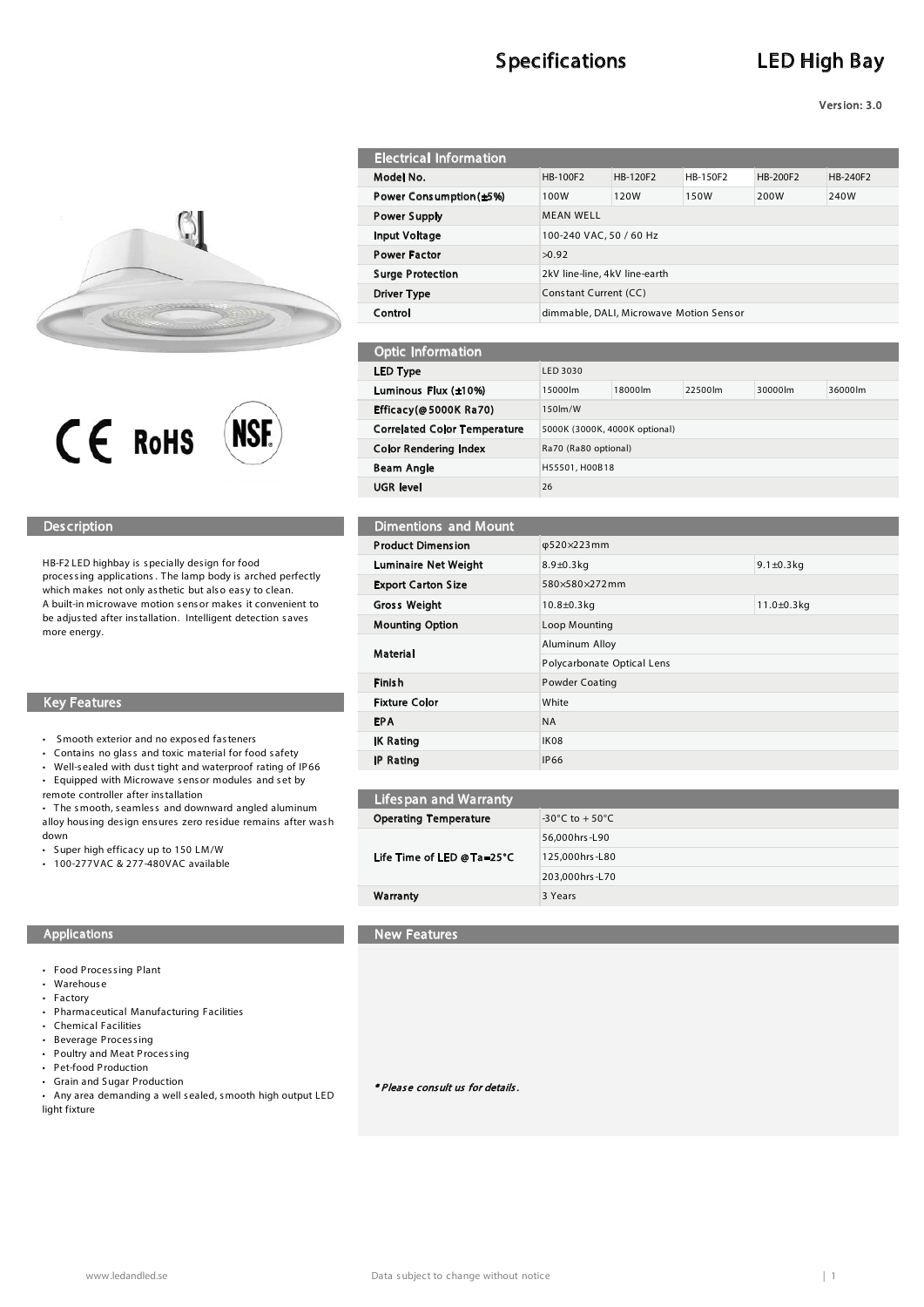# Specifications — LED High Bay

Version: 3.0

CE RoHS NSF

## Description

HB-F2 LED highbay is specially design for food processing applications. The lamp body is arched perfectly which makes not only asthetic but also easy to clean.
A built-in microwave motion sensor makes it convenient to be adjusted after installation. Intelligent detection saves more energy.

## Key Features

- Smooth exterior and no exposed fasteners
- Contains no glass and toxic material for food safety
- Well-sealed with dust tight and waterproof rating of IP66
- Equipped with Microwave sensor modules and set by remote controller after installation
- The smooth, seamless and downward angled aluminum alloy housing design ensures zero residue remains after wash down
- Super high efficacy up to 150 LM/W
- 100-277VAC & 277-480VAC available

## Applications

- Food Processing Plant
- Warehouse
- Factory
- Pharmaceutical Manufacturing Facilities
- Chemical Facilities
- Beverage Processing
- Poultry and Meat Processing
- Pet-food Production
- Grain and Sugar Production
- Any area demanding a well sealed, smooth high output LED light fixture

## Electrical Information

| Model No. | HB-100F2 | HB-120F2 | HB-150F2 | HB-200F2 | HB-240F2 |
|---|---|---|---|---|---|
| Power Consumption(±5%) | 100W | 120W | 150W | 200W | 240W |
| Power Supply | MEAN WELL | | | | |
| Input Voltage | 100-240 VAC, 50 / 60 Hz | | | | |
| Power Factor | >0.92 | | | | |
| Surge Protection | 2kV line-line, 4kV line-earth | | | | |
| Driver Type | Constant Current (CC) | | | | |
| Control | dimmable, DALI, Microwave Motion Sensor | | | | |

## Optic Information

| LED Type | LED 3030 | | | | |
|---|---|---|---|---|---|
| Luminous Flux (±10%) | 15000lm | 18000lm | 22500lm | 30000lm | 36000lm |
| Efficacy(@5000K Ra70) | 150lm/W | | | | |
| Correlated Color Temperature | 5000K (3000K, 4000K optional) | | | | |
| Color Rendering Index | Ra70 (Ra80 optional) | | | | |
| Beam Angle | H55501, H00B18 | | | | |
| UGR level | 26 | | | | |

## Dimentions and Mount

| Product Dimension | φ520×223mm | |
|---|---|---|
| Luminaire Net Weight | 8.9±0.3kg | 9.1±0.3kg |
| Export Carton Size | 580×580×272mm | |
| Gross Weight | 10.8±0.3kg | 11.0±0.3kg |
| Mounting Option | Loop Mounting | |
| Material | Aluminum Alloy | |
| | Polycarbonate Optical Lens | |
| Finish | Powder Coating | |
| Fixture Color | White | |
| EPA | NA | |
| IK Rating | IK08 | |
| IP Rating | IP66 | |

## Lifespan and Warranty

| Operating Temperature | -30°C to + 50°C |
|---|---|
| Life Time of LED @Ta=25°C | 56,000hrs-L90 |
| | 125,000hrs-L80 |
| | 203,000hrs-L70 |
| Warranty | 3 Years |

## New Features

*\* Please consult us for details.*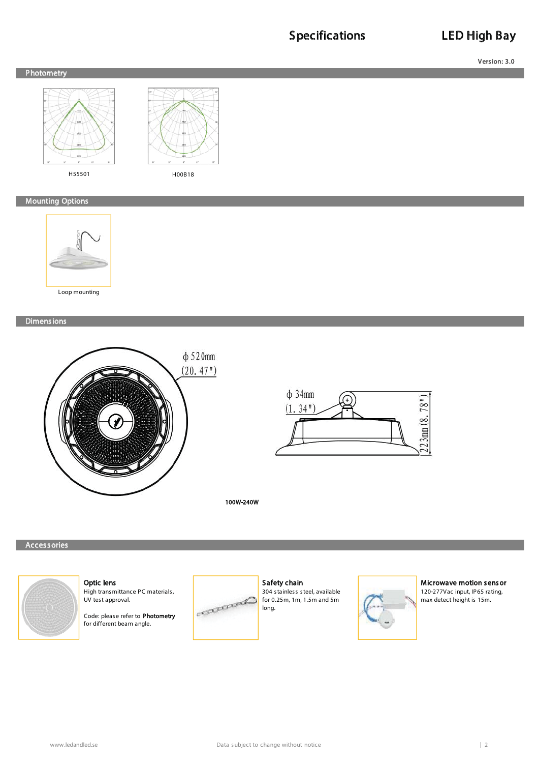# Specifications — LED High Bay

Version: 3.0

## Photometry

H55501

H00B18

## Mounting Options

Loop mounting

## Dimensions

ϕ 520mm
(20. 47")

ϕ 34mm
(1. 34")

223mm (8. 78")

100W-240W

## Accessories

**Optic lens**
High transmittance PC materials, UV test approval.

Code: please refer to **Photometry** for different beam angle.

**Safety chain**
304 stainless steel, available for 0.25m, 1m, 1.5m and 5m long.

**Microwave motion sensor**
120-277Vac input, IP65 rating, max detect height is 15m.

www.ledandled.se — Data subject to change without notice